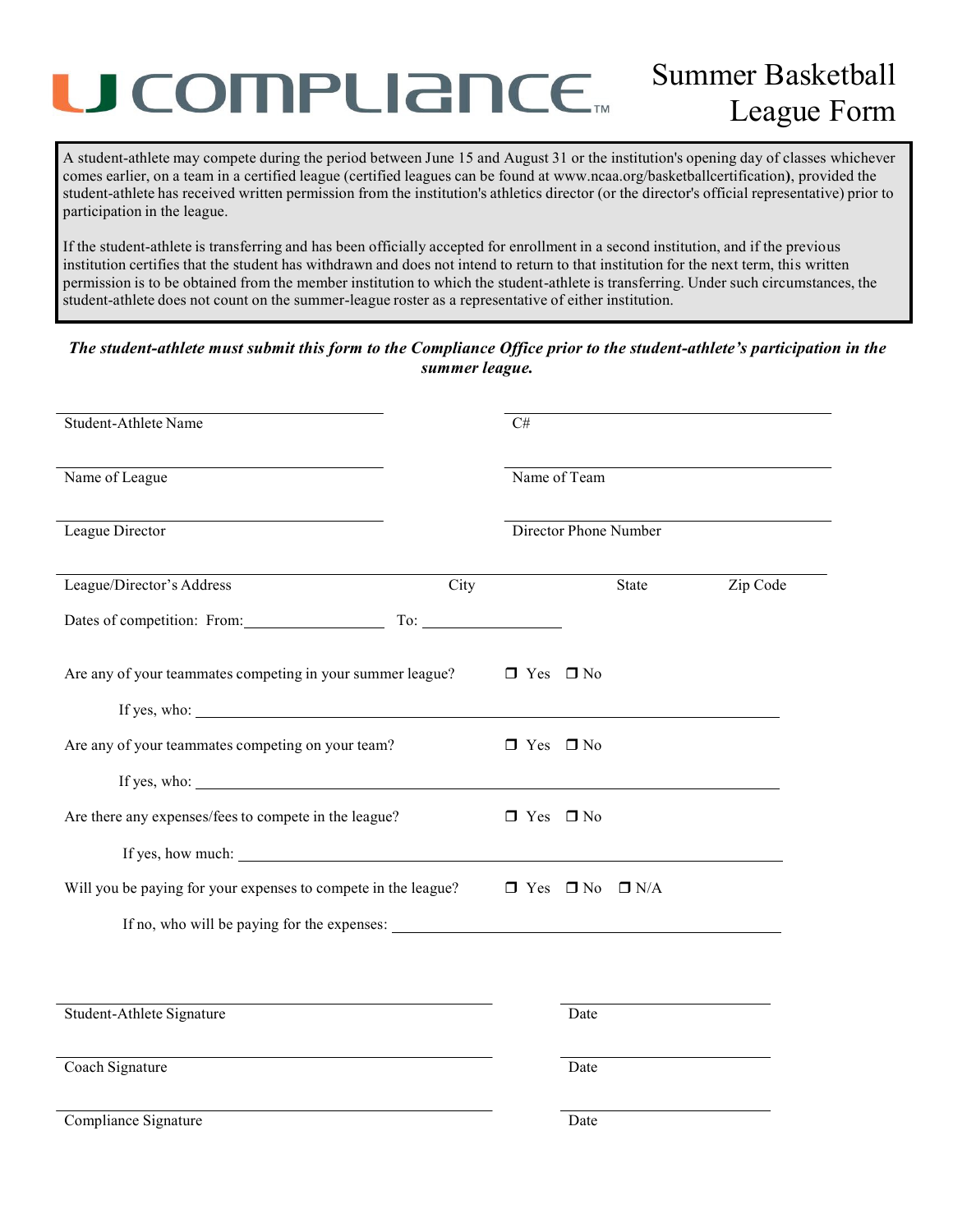# U COMPLIANCE™

# Summer Basketball League Form

A student-athlete may compete during the period between June 15 and August 31 or the institution's opening day of classes whichever comes earlier, on a team in a certified league (certified leagues can be found at www.ncaa.org/basketballcertification), provided the student-athlete has received written permission from the institution's athletics director (or the director's official representative) prior to participation in the league.

If the student-athlete is transferring and has been officially accepted for enrollment in a second institution, and if the previous institution certifies that the student has withdrawn and does not intend to return to that institution for the next term, this written permission is to be obtained from the member institution to which the student-athlete is transferring. Under such circumstances, the student-athlete does not count on the summer-league roster as a representative of either institution.

***The student-athlete must submit this form to the Compliance Office prior to the student-athlete's participation in the summer league.***

Student-Athlete Name ______________________ C# ______________________

Name of League ______________________ Name of Team ______________________

League Director ______________________ Director Phone Number ______________________

League/Director's Address ______________________ City ______________ State ______________ Zip Code ______________

Dates of competition: From: ______________ To: ______________

Are any of your teammates competing in your summer league? ☐ Yes ☐ No

If yes, who: ______________________

Are any of your teammates competing on your team? ☐ Yes ☐ No

If yes, who: ______________________

Are there any expenses/fees to compete in the league? ☐ Yes ☐ No

If yes, how much: ______________________

Will you be paying for your expenses to compete in the league? ☐ Yes ☐ No ☐ N/A

If no, who will be paying for the expenses: ______________________

Student-Athlete Signature ______________________ Date ______________

Coach Signature ______________________ Date ______________

Compliance Signature ______________________ Date ______________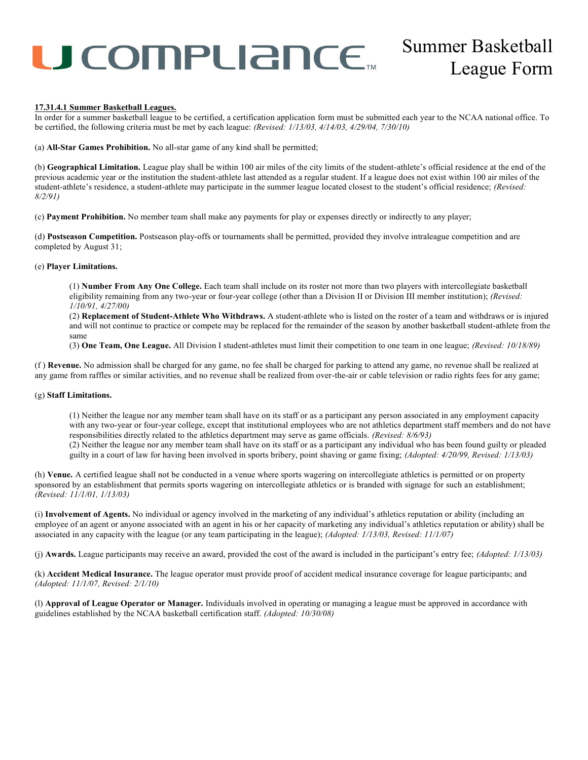# U COMPLIANCE™

# Summer Basketball League Form

**17.31.4.1 Summer Basketball Leagues.**

In order for a summer basketball league to be certified, a certification application form must be submitted each year to the NCAA national office. To be certified, the following criteria must be met by each league: *(Revised: 1/13/03, 4/14/03, 4/29/04, 7/30/10)*

(a) **All-Star Games Prohibition.** No all-star game of any kind shall be permitted;

(b) **Geographical Limitation.** League play shall be within 100 air miles of the city limits of the student-athlete's official residence at the end of the previous academic year or the institution the student-athlete last attended as a regular student. If a league does not exist within 100 air miles of the student-athlete's residence, a student-athlete may participate in the summer league located closest to the student's official residence; *(Revised: 8/2/91)*

(c) **Payment Prohibition.** No member team shall make any payments for play or expenses directly or indirectly to any player;

(d) **Postseason Competition.** Postseason play-offs or tournaments shall be permitted, provided they involve intraleague competition and are completed by August 31;

(e) **Player Limitations.**

> (1) **Number From Any One College.** Each team shall include on its roster not more than two players with intercollegiate basketball eligibility remaining from any two-year or four-year college (other than a Division II or Division III member institution); *(Revised: 1/10/91, 4/27/00)*
>
> (2) **Replacement of Student-Athlete Who Withdraws.** A student-athlete who is listed on the roster of a team and withdraws or is injured and will not continue to practice or compete may be replaced for the remainder of the season by another basketball student-athlete from the same
>
> (3) **One Team, One League.** All Division I student-athletes must limit their competition to one team in one league; *(Revised: 10/18/89)*

(f ) **Revenue.** No admission shall be charged for any game, no fee shall be charged for parking to attend any game, no revenue shall be realized at any game from raffles or similar activities, and no revenue shall be realized from over-the-air or cable television or radio rights fees for any game;

(g) **Staff Limitations.**

> (1) Neither the league nor any member team shall have on its staff or as a participant any person associated in any employment capacity with any two-year or four-year college, except that institutional employees who are not athletics department staff members and do not have responsibilities directly related to the athletics department may serve as game officials. *(Revised: 8/6/93)*
>
> (2) Neither the league nor any member team shall have on its staff or as a participant any individual who has been found guilty or pleaded guilty in a court of law for having been involved in sports bribery, point shaving or game fixing; *(Adopted: 4/20/99, Revised: 1/13/03)*

(h) **Venue.** A certified league shall not be conducted in a venue where sports wagering on intercollegiate athletics is permitted or on property sponsored by an establishment that permits sports wagering on intercollegiate athletics or is branded with signage for such an establishment; *(Revised: 11/1/01, 1/13/03)*

(i) **Involvement of Agents.** No individual or agency involved in the marketing of any individual's athletics reputation or ability (including an employee of an agent or anyone associated with an agent in his or her capacity of marketing any individual's athletics reputation or ability) shall be associated in any capacity with the league (or any team participating in the league); *(Adopted: 1/13/03, Revised: 11/1/07)*

(j) **Awards.** League participants may receive an award, provided the cost of the award is included in the participant's entry fee; *(Adopted: 1/13/03)*

(k) **Accident Medical Insurance.** The league operator must provide proof of accident medical insurance coverage for league participants; and *(Adopted: 11/1/07, Revised: 2/1/10)*

(l) **Approval of League Operator or Manager.** Individuals involved in operating or managing a league must be approved in accordance with guidelines established by the NCAA basketball certification staff. *(Adopted: 10/30/08)*